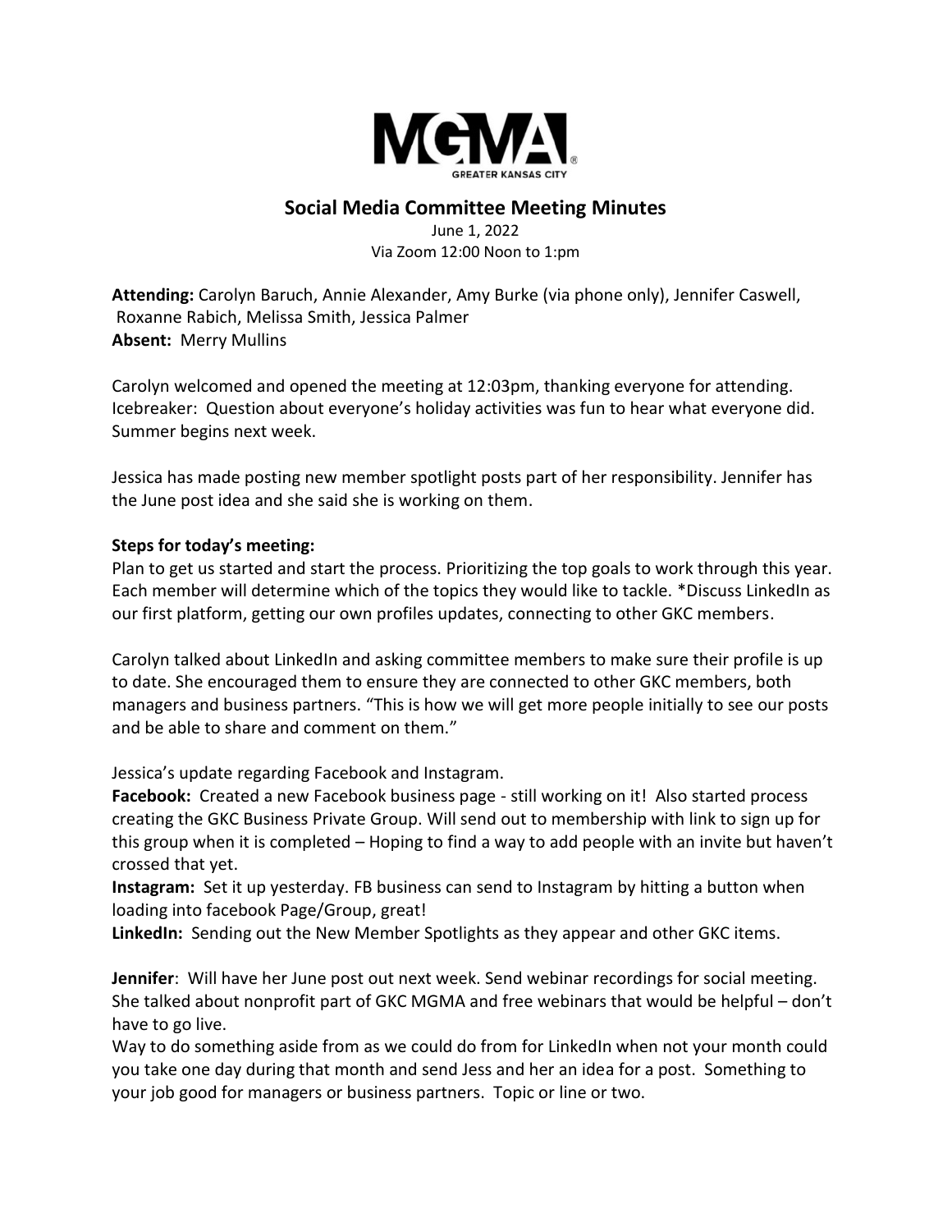MGMA
GREATER KANSAS CITY

# Social Media Committee Meeting Minutes

June 1, 2022
Via Zoom 12:00 Noon to 1:pm

**Attending:** Carolyn Baruch, Annie Alexander, Amy Burke (via phone only), Jennifer Caswell, Roxanne Rabich, Melissa Smith, Jessica Palmer
**Absent:** Merry Mullins

Carolyn welcomed and opened the meeting at 12:03pm, thanking everyone for attending. Icebreaker: Question about everyone's holiday activities was fun to hear what everyone did. Summer begins next week.

Jessica has made posting new member spotlight posts part of her responsibility. Jennifer has the June post idea and she said she is working on them.

**Steps for today's meeting:**
Plan to get us started and start the process. Prioritizing the top goals to work through this year. Each member will determine which of the topics they would like to tackle. *Discuss LinkedIn as our first platform, getting our own profiles updates, connecting to other GKC members.

Carolyn talked about LinkedIn and asking committee members to make sure their profile is up to date. She encouraged them to ensure they are connected to other GKC members, both managers and business partners. "This is how we will get more people initially to see our posts and be able to share and comment on them."

Jessica's update regarding Facebook and Instagram.
**Facebook:** Created a new Facebook business page - still working on it! Also started process creating the GKC Business Private Group. Will send out to membership with link to sign up for this group when it is completed – Hoping to find a way to add people with an invite but haven't crossed that yet.
**Instagram:** Set it up yesterday. FB business can send to Instagram by hitting a button when loading into facebook Page/Group, great!
**LinkedIn:** Sending out the New Member Spotlights as they appear and other GKC items.

**Jennifer**: Will have her June post out next week. Send webinar recordings for social meeting. She talked about nonprofit part of GKC MGMA and free webinars that would be helpful – don't have to go live.
Way to do something aside from as we could do from for LinkedIn when not your month could you take one day during that month and send Jess and her an idea for a post. Something to your job good for managers or business partners. Topic or line or two.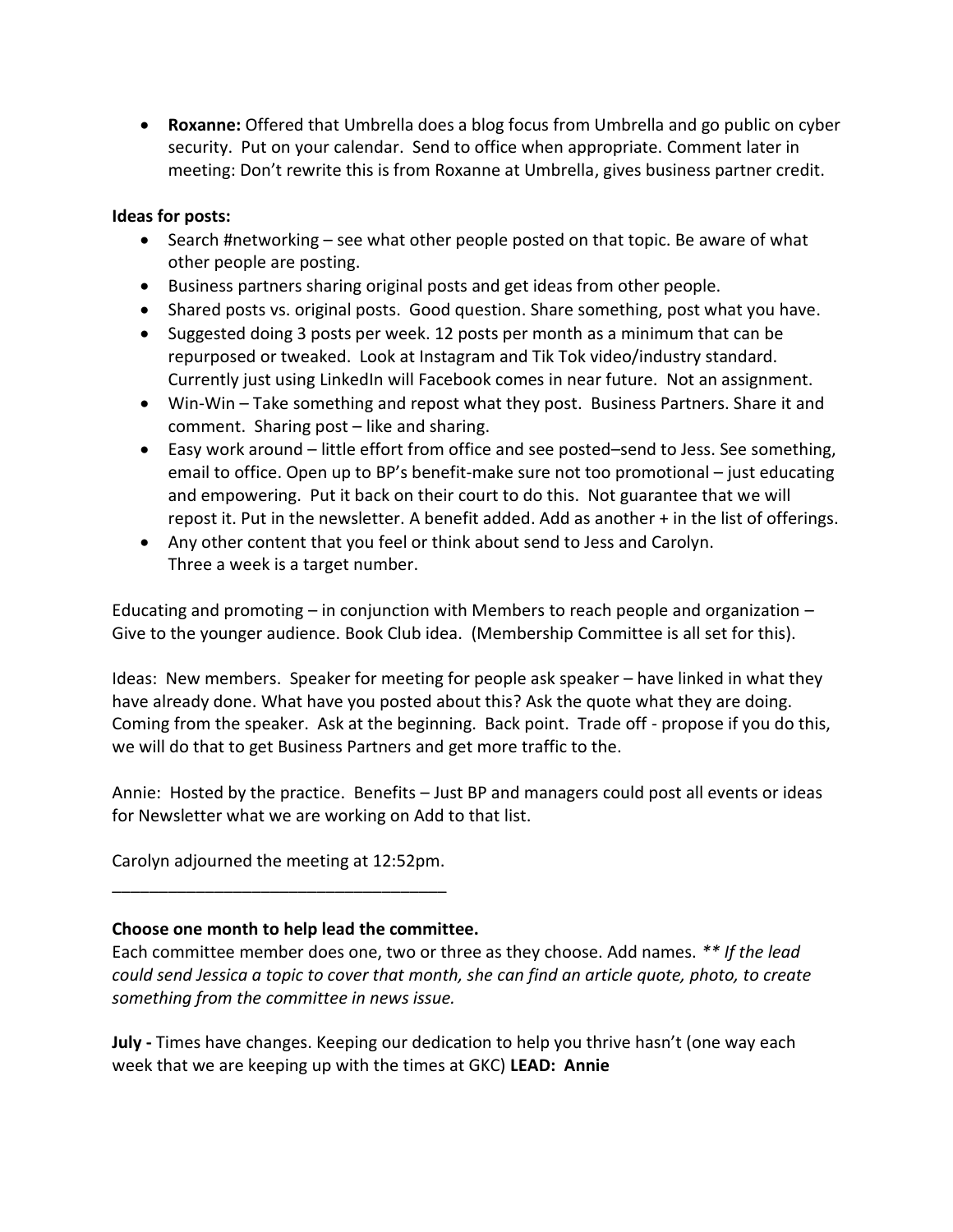- **Roxanne:** Offered that Umbrella does a blog focus from Umbrella and go public on cyber security. Put on your calendar. Send to office when appropriate. Comment later in meeting: Don't rewrite this is from Roxanne at Umbrella, gives business partner credit.

**Ideas for posts:**

- Search #networking – see what other people posted on that topic. Be aware of what other people are posting.
- Business partners sharing original posts and get ideas from other people.
- Shared posts vs. original posts. Good question. Share something, post what you have.
- Suggested doing 3 posts per week. 12 posts per month as a minimum that can be repurposed or tweaked. Look at Instagram and Tik Tok video/industry standard. Currently just using LinkedIn will Facebook comes in near future. Not an assignment.
- Win-Win – Take something and repost what they post. Business Partners. Share it and comment. Sharing post – like and sharing.
- Easy work around – little effort from office and see posted–send to Jess. See something, email to office. Open up to BP's benefit-make sure not too promotional – just educating and empowering. Put it back on their court to do this. Not guarantee that we will repost it. Put in the newsletter. A benefit added. Add as another + in the list of offerings.
- Any other content that you feel or think about send to Jess and Carolyn.
  Three a week is a target number.

Educating and promoting – in conjunction with Members to reach people and organization – Give to the younger audience. Book Club idea. (Membership Committee is all set for this).

Ideas: New members. Speaker for meeting for people ask speaker – have linked in what they have already done. What have you posted about this? Ask the quote what they are doing. Coming from the speaker. Ask at the beginning. Back point. Trade off - propose if you do this, we will do that to get Business Partners and get more traffic to the.

Annie: Hosted by the practice. Benefits – Just BP and managers could post all events or ideas for Newsletter what we are working on Add to that list.

Carolyn adjourned the meeting at 12:52pm.

____________________________________

**Choose one month to help lead the committee.**

Each committee member does one, two or three as they choose. Add names. *** If the lead could send Jessica a topic to cover that month, she can find an article quote, photo, to create something from the committee in news issue.*

**July -** Times have changes. Keeping our dedication to help you thrive hasn't (one way each week that we are keeping up with the times at GKC) **LEAD: Annie**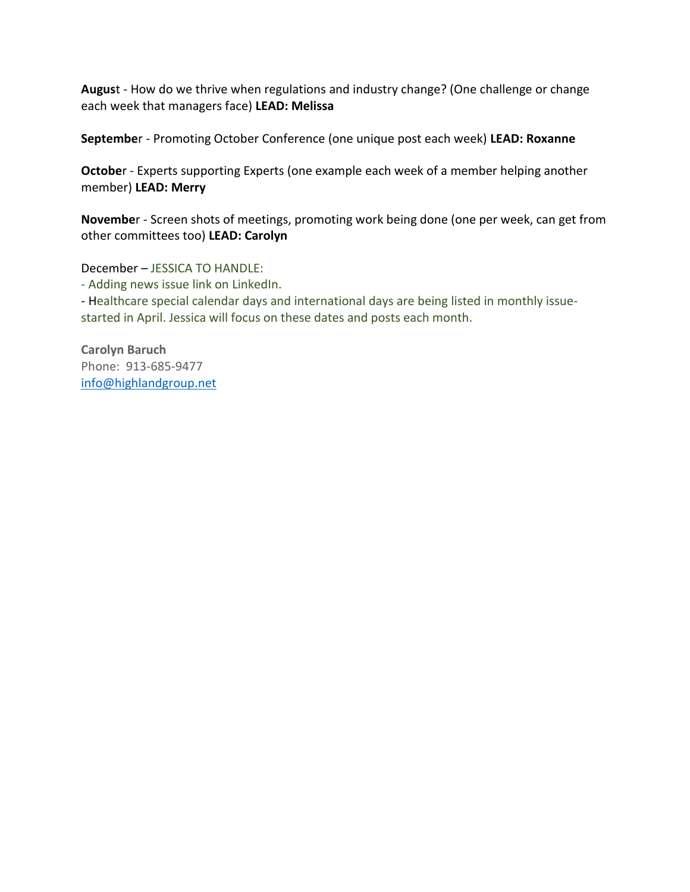**Augus**t - How do we thrive when regulations and industry change? (One challenge or change each week that managers face) **LEAD: Melissa**

**Septembe**r - Promoting October Conference (one unique post each week) **LEAD: Roxanne**

**Octobe**r - Experts supporting Experts (one example each week of a member helping another member) **LEAD: Merry**

**Novembe**r - Screen shots of meetings, promoting work being done (one per week, can get from other committees too) **LEAD: Carolyn**

December – JESSICA TO HANDLE:
- Adding news issue link on LinkedIn.
- Healthcare special calendar days and international days are being listed in monthly issue- started in April. Jessica will focus on these dates and posts each month.

**Carolyn Baruch**
Phone: 913-685-9477
info@highlandgroup.net